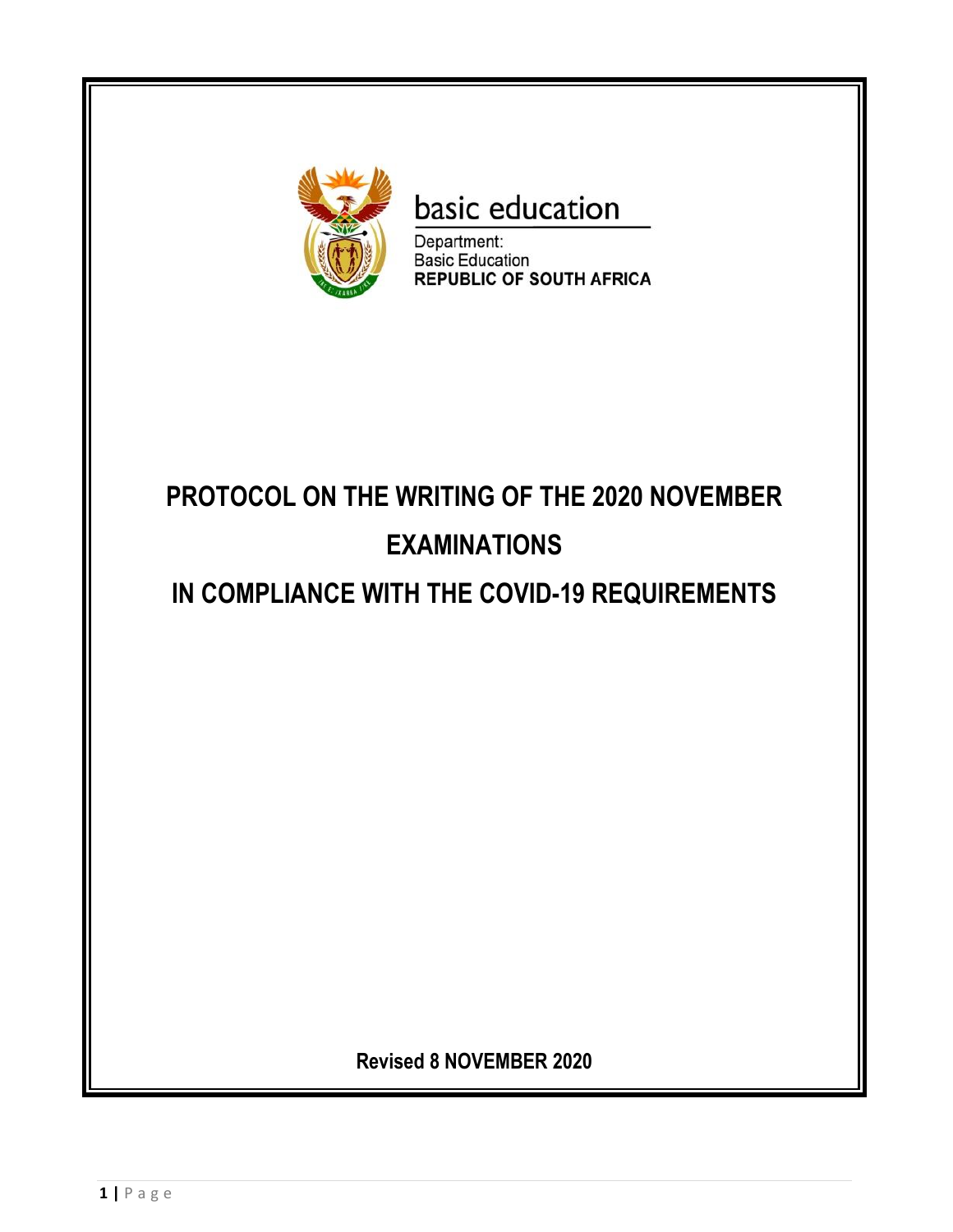basic education

Department:
Basic Education
**REPUBLIC OF SOUTH AFRICA**

# PROTOCOL ON THE WRITING OF THE 2020 NOVEMBER EXAMINATIONS IN COMPLIANCE WITH THE COVID-19 REQUIREMENTS

**Revised 8 NOVEMBER 2020**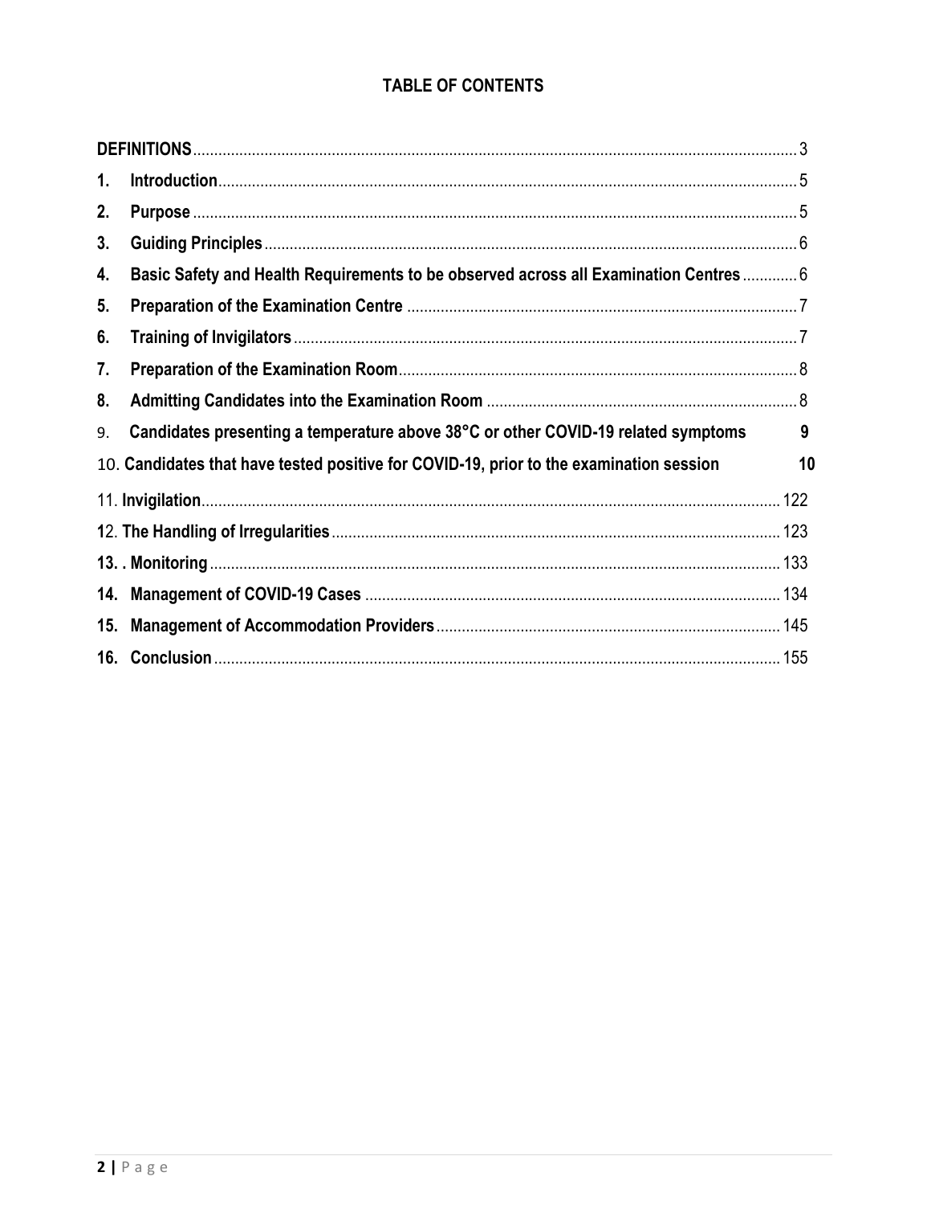# TABLE OF CONTENTS

| | |
|---|---|
| **DEFINITIONS** | 3 |
| **1. Introduction** | 5 |
| **2. Purpose** | 5 |
| **3. Guiding Principles** | 6 |
| **4. Basic Safety and Health Requirements to be observed across all Examination Centres** | 6 |
| **5. Preparation of the Examination Centre** | 7 |
| **6. Training of Invigilators** | 7 |
| **7. Preparation of the Examination Room** | 8 |
| **8. Admitting Candidates into the Examination Room** | 8 |
| 9. **Candidates presenting a temperature above 38°C or other COVID-19 related symptoms** | **9** |
| 10. **Candidates that have tested positive for COVID-19, prior to the examination session** | **10** |
| 11. **Invigilation** | 122 |
| 12. **The Handling of Irregularities** | 123 |
| **13. . Monitoring** | 133 |
| **14. Management of COVID-19 Cases** | 134 |
| **15. Management of Accommodation Providers** | 145 |
| **16. Conclusion** | 155 |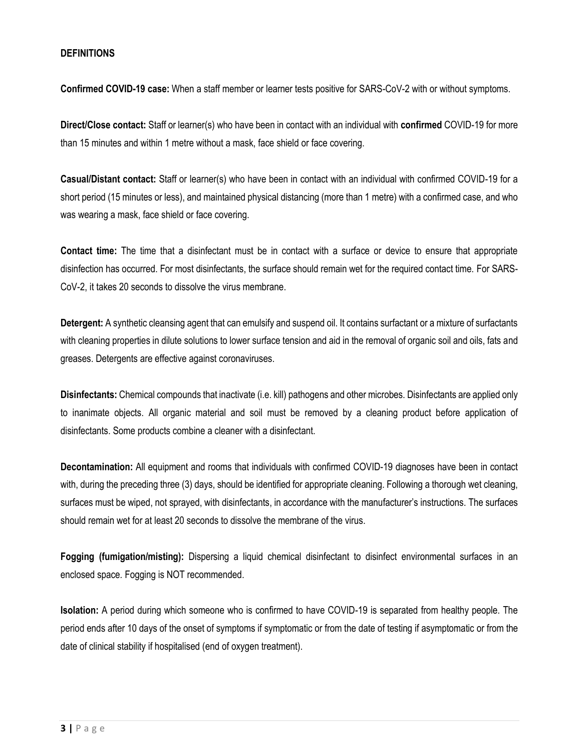## DEFINITIONS

**Confirmed COVID-19 case:** When a staff member or learner tests positive for SARS-CoV-2 with or without symptoms.

**Direct/Close contact:** Staff or learner(s) who have been in contact with an individual with **confirmed** COVID-19 for more than 15 minutes and within 1 metre without a mask, face shield or face covering.

**Casual/Distant contact:** Staff or learner(s) who have been in contact with an individual with confirmed COVID-19 for a short period (15 minutes or less), and maintained physical distancing (more than 1 metre) with a confirmed case, and who was wearing a mask, face shield or face covering.

**Contact time:** The time that a disinfectant must be in contact with a surface or device to ensure that appropriate disinfection has occurred. For most disinfectants, the surface should remain wet for the required contact time. For SARS-CoV-2, it takes 20 seconds to dissolve the virus membrane.

**Detergent:** A synthetic cleansing agent that can emulsify and suspend oil. It contains surfactant or a mixture of surfactants with cleaning properties in dilute solutions to lower surface tension and aid in the removal of organic soil and oils, fats and greases. Detergents are effective against coronaviruses.

**Disinfectants:** Chemical compounds that inactivate (i.e. kill) pathogens and other microbes. Disinfectants are applied only to inanimate objects. All organic material and soil must be removed by a cleaning product before application of disinfectants. Some products combine a cleaner with a disinfectant.

**Decontamination:** All equipment and rooms that individuals with confirmed COVID-19 diagnoses have been in contact with, during the preceding three (3) days, should be identified for appropriate cleaning. Following a thorough wet cleaning, surfaces must be wiped, not sprayed, with disinfectants, in accordance with the manufacturer's instructions. The surfaces should remain wet for at least 20 seconds to dissolve the membrane of the virus.

**Fogging (fumigation/misting):** Dispersing a liquid chemical disinfectant to disinfect environmental surfaces in an enclosed space. Fogging is NOT recommended.

**Isolation:** A period during which someone who is confirmed to have COVID-19 is separated from healthy people. The period ends after 10 days of the onset of symptoms if symptomatic or from the date of testing if asymptomatic or from the date of clinical stability if hospitalised (end of oxygen treatment).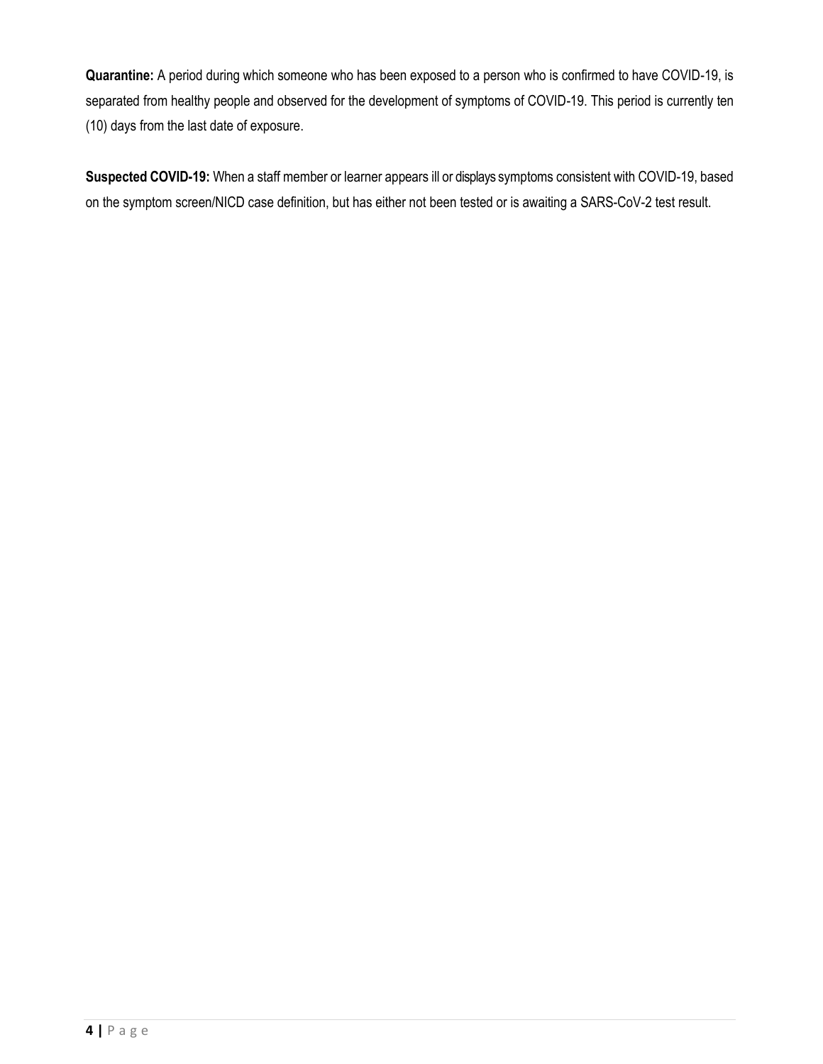**Quarantine:** A period during which someone who has been exposed to a person who is confirmed to have COVID-19, is separated from healthy people and observed for the development of symptoms of COVID-19. This period is currently ten (10) days from the last date of exposure.

**Suspected COVID-19:** When a staff member or learner appears ill or displays symptoms consistent with COVID-19, based on the symptom screen/NICD case definition, but has either not been tested or is awaiting a SARS-CoV-2 test result.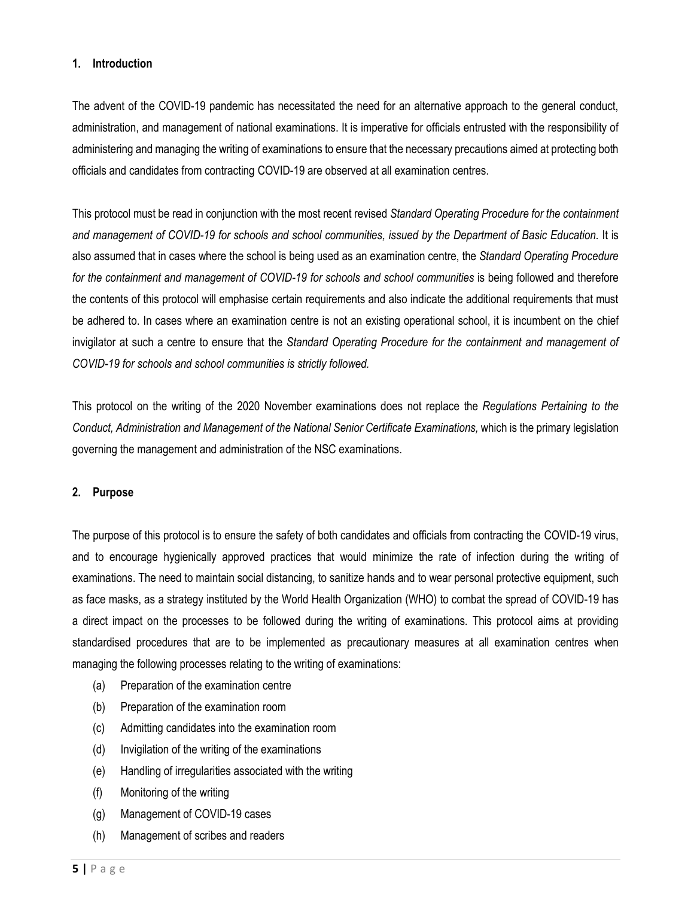## 1. Introduction

The advent of the COVID-19 pandemic has necessitated the need for an alternative approach to the general conduct, administration, and management of national examinations. It is imperative for officials entrusted with the responsibility of administering and managing the writing of examinations to ensure that the necessary precautions aimed at protecting both officials and candidates from contracting COVID-19 are observed at all examination centres.

This protocol must be read in conjunction with the most recent revised *Standard Operating Procedure for the containment and management of COVID-19 for schools and school communities, issued by the Department of Basic Education.* It is also assumed that in cases where the school is being used as an examination centre, the *Standard Operating Procedure for the containment and management of COVID-19 for schools and school communities* is being followed and therefore the contents of this protocol will emphasise certain requirements and also indicate the additional requirements that must be adhered to. In cases where an examination centre is not an existing operational school, it is incumbent on the chief invigilator at such a centre to ensure that the *Standard Operating Procedure for the containment and management of COVID-19 for schools and school communities is strictly followed.*

This protocol on the writing of the 2020 November examinations does not replace the *Regulations Pertaining to the Conduct, Administration and Management of the National Senior Certificate Examinations,* which is the primary legislation governing the management and administration of the NSC examinations.

## 2. Purpose

The purpose of this protocol is to ensure the safety of both candidates and officials from contracting the COVID-19 virus, and to encourage hygienically approved practices that would minimize the rate of infection during the writing of examinations. The need to maintain social distancing, to sanitize hands and to wear personal protective equipment, such as face masks, as a strategy instituted by the World Health Organization (WHO) to combat the spread of COVID-19 has a direct impact on the processes to be followed during the writing of examinations. This protocol aims at providing standardised procedures that are to be implemented as precautionary measures at all examination centres when managing the following processes relating to the writing of examinations:

- (a) Preparation of the examination centre
- (b) Preparation of the examination room
- (c) Admitting candidates into the examination room
- (d) Invigilation of the writing of the examinations
- (e) Handling of irregularities associated with the writing
- (f) Monitoring of the writing
- (g) Management of COVID-19 cases
- (h) Management of scribes and readers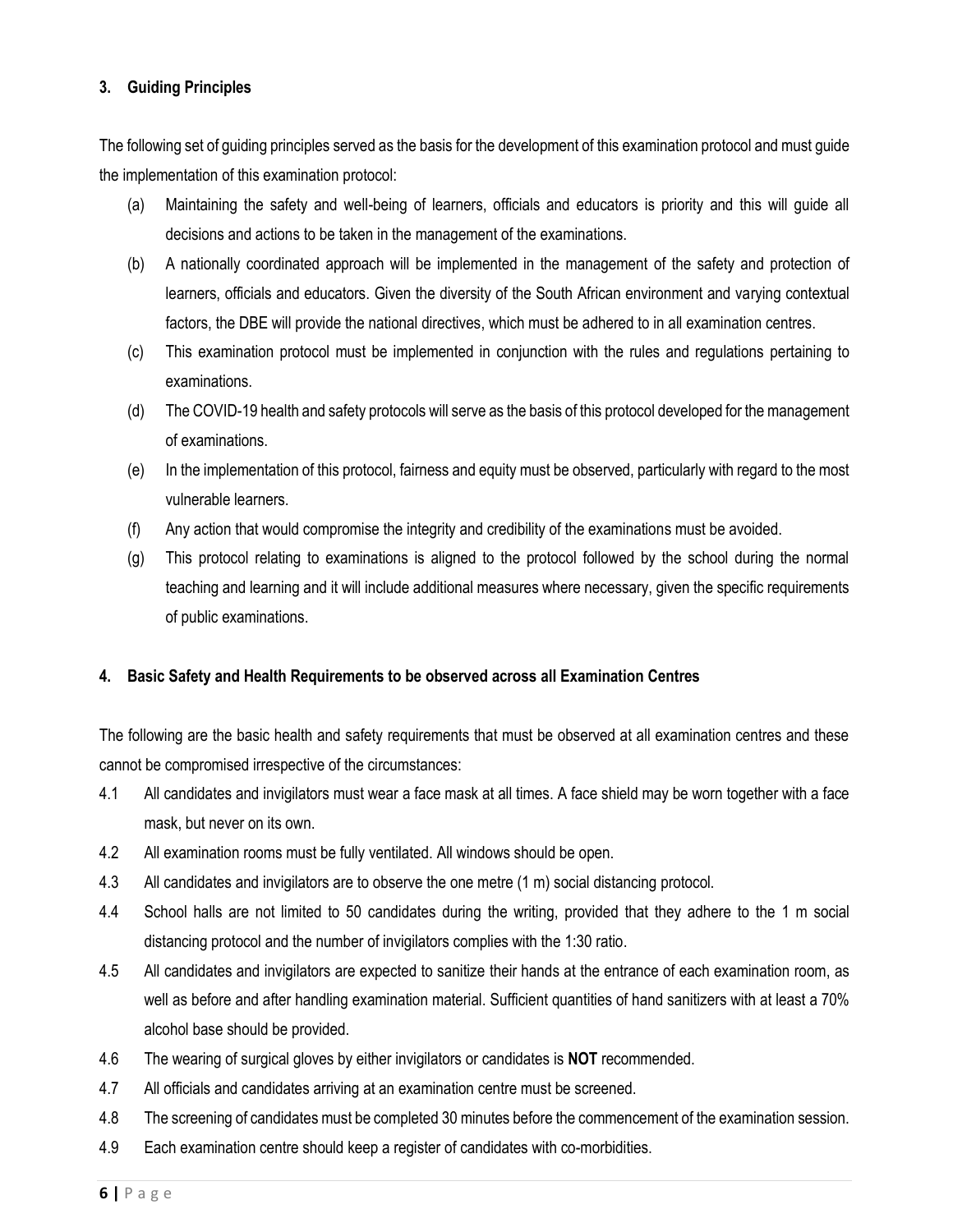## 3. Guiding Principles

The following set of guiding principles served as the basis for the development of this examination protocol and must guide the implementation of this examination protocol:

(a) Maintaining the safety and well-being of learners, officials and educators is priority and this will guide all decisions and actions to be taken in the management of the examinations.

(b) A nationally coordinated approach will be implemented in the management of the safety and protection of learners, officials and educators. Given the diversity of the South African environment and varying contextual factors, the DBE will provide the national directives, which must be adhered to in all examination centres.

(c) This examination protocol must be implemented in conjunction with the rules and regulations pertaining to examinations.

(d) The COVID-19 health and safety protocols will serve as the basis of this protocol developed for the management of examinations.

(e) In the implementation of this protocol, fairness and equity must be observed, particularly with regard to the most vulnerable learners.

(f) Any action that would compromise the integrity and credibility of the examinations must be avoided.

(g) This protocol relating to examinations is aligned to the protocol followed by the school during the normal teaching and learning and it will include additional measures where necessary, given the specific requirements of public examinations.

## 4. Basic Safety and Health Requirements to be observed across all Examination Centres

The following are the basic health and safety requirements that must be observed at all examination centres and these cannot be compromised irrespective of the circumstances:

4.1 All candidates and invigilators must wear a face mask at all times. A face shield may be worn together with a face mask, but never on its own.

4.2 All examination rooms must be fully ventilated. All windows should be open.

4.3 All candidates and invigilators are to observe the one metre (1 m) social distancing protocol.

4.4 School halls are not limited to 50 candidates during the writing, provided that they adhere to the 1 m social distancing protocol and the number of invigilators complies with the 1:30 ratio.

4.5 All candidates and invigilators are expected to sanitize their hands at the entrance of each examination room, as well as before and after handling examination material. Sufficient quantities of hand sanitizers with at least a 70% alcohol base should be provided.

4.6 The wearing of surgical gloves by either invigilators or candidates is **NOT** recommended.

4.7 All officials and candidates arriving at an examination centre must be screened.

4.8 The screening of candidates must be completed 30 minutes before the commencement of the examination session.

4.9 Each examination centre should keep a register of candidates with co-morbidities.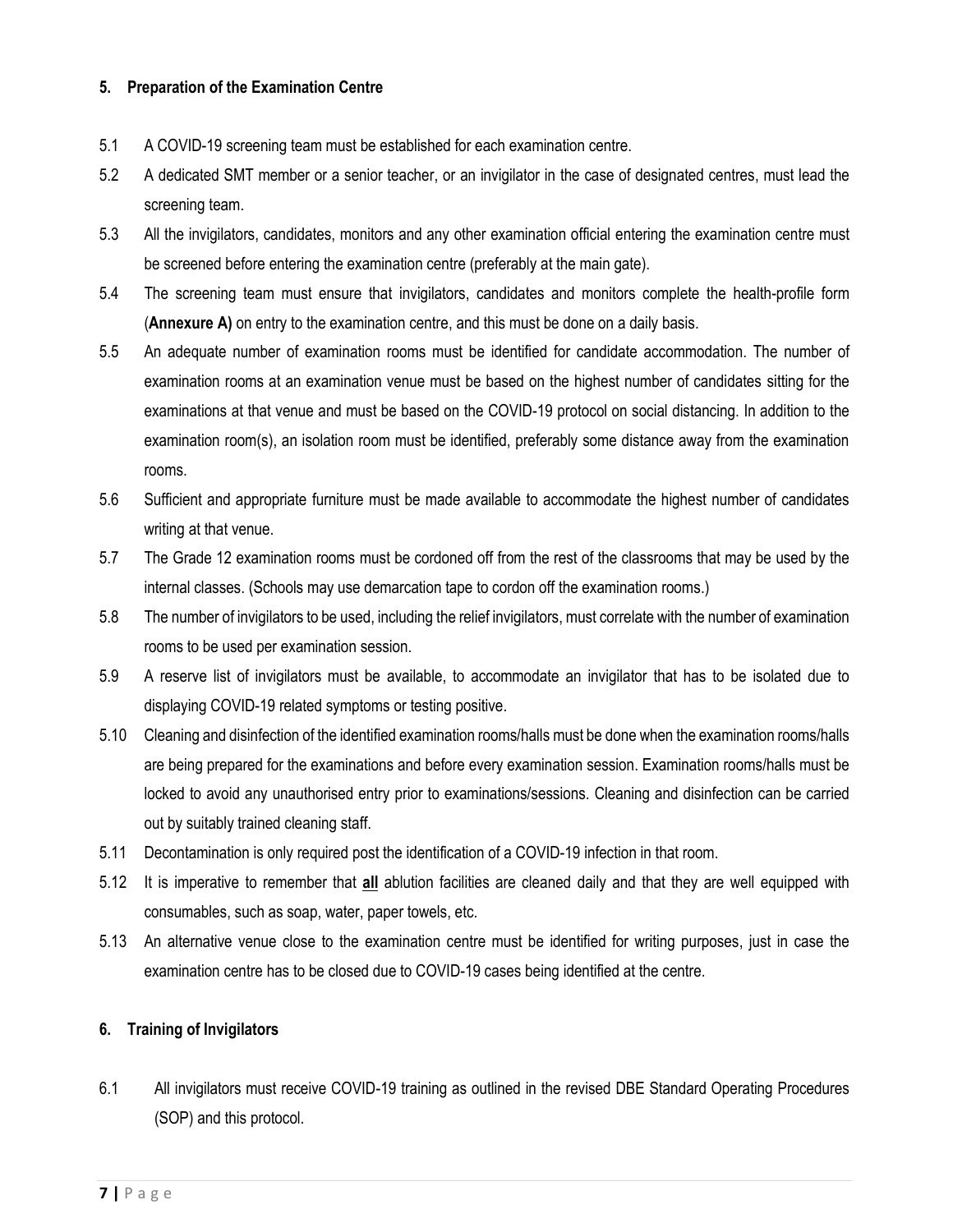## 5. Preparation of the Examination Centre

5.1 A COVID-19 screening team must be established for each examination centre.

5.2 A dedicated SMT member or a senior teacher, or an invigilator in the case of designated centres, must lead the screening team.

5.3 All the invigilators, candidates, monitors and any other examination official entering the examination centre must be screened before entering the examination centre (preferably at the main gate).

5.4 The screening team must ensure that invigilators, candidates and monitors complete the health-profile form (**Annexure A)** on entry to the examination centre, and this must be done on a daily basis.

5.5 An adequate number of examination rooms must be identified for candidate accommodation. The number of examination rooms at an examination venue must be based on the highest number of candidates sitting for the examinations at that venue and must be based on the COVID-19 protocol on social distancing. In addition to the examination room(s), an isolation room must be identified, preferably some distance away from the examination rooms.

5.6 Sufficient and appropriate furniture must be made available to accommodate the highest number of candidates writing at that venue.

5.7 The Grade 12 examination rooms must be cordoned off from the rest of the classrooms that may be used by the internal classes. (Schools may use demarcation tape to cordon off the examination rooms.)

5.8 The number of invigilators to be used, including the relief invigilators, must correlate with the number of examination rooms to be used per examination session.

5.9 A reserve list of invigilators must be available, to accommodate an invigilator that has to be isolated due to displaying COVID-19 related symptoms or testing positive.

5.10 Cleaning and disinfection of the identified examination rooms/halls must be done when the examination rooms/halls are being prepared for the examinations and before every examination session. Examination rooms/halls must be locked to avoid any unauthorised entry prior to examinations/sessions. Cleaning and disinfection can be carried out by suitably trained cleaning staff.

5.11 Decontamination is only required post the identification of a COVID-19 infection in that room.

5.12 It is imperative to remember that **all** ablution facilities are cleaned daily and that they are well equipped with consumables, such as soap, water, paper towels, etc.

5.13 An alternative venue close to the examination centre must be identified for writing purposes, just in case the examination centre has to be closed due to COVID-19 cases being identified at the centre.

## 6. Training of Invigilators

6.1 All invigilators must receive COVID-19 training as outlined in the revised DBE Standard Operating Procedures (SOP) and this protocol.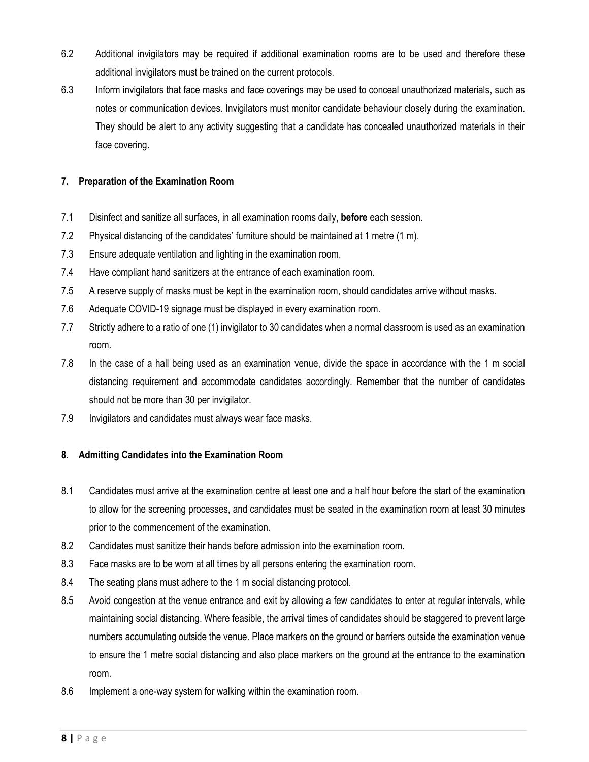6.2 Additional invigilators may be required if additional examination rooms are to be used and therefore these additional invigilators must be trained on the current protocols.

6.3 Inform invigilators that face masks and face coverings may be used to conceal unauthorized materials, such as notes or communication devices. Invigilators must monitor candidate behaviour closely during the examination. They should be alert to any activity suggesting that a candidate has concealed unauthorized materials in their face covering.

## 7. Preparation of the Examination Room

7.1 Disinfect and sanitize all surfaces, in all examination rooms daily, **before** each session.

7.2 Physical distancing of the candidates' furniture should be maintained at 1 metre (1 m).

7.3 Ensure adequate ventilation and lighting in the examination room.

7.4 Have compliant hand sanitizers at the entrance of each examination room.

7.5 A reserve supply of masks must be kept in the examination room, should candidates arrive without masks.

7.6 Adequate COVID-19 signage must be displayed in every examination room.

7.7 Strictly adhere to a ratio of one (1) invigilator to 30 candidates when a normal classroom is used as an examination room.

7.8 In the case of a hall being used as an examination venue, divide the space in accordance with the 1 m social distancing requirement and accommodate candidates accordingly. Remember that the number of candidates should not be more than 30 per invigilator.

7.9 Invigilators and candidates must always wear face masks.

## 8. Admitting Candidates into the Examination Room

8.1 Candidates must arrive at the examination centre at least one and a half hour before the start of the examination to allow for the screening processes, and candidates must be seated in the examination room at least 30 minutes prior to the commencement of the examination.

8.2 Candidates must sanitize their hands before admission into the examination room.

8.3 Face masks are to be worn at all times by all persons entering the examination room.

8.4 The seating plans must adhere to the 1 m social distancing protocol.

8.5 Avoid congestion at the venue entrance and exit by allowing a few candidates to enter at regular intervals, while maintaining social distancing. Where feasible, the arrival times of candidates should be staggered to prevent large numbers accumulating outside the venue. Place markers on the ground or barriers outside the examination venue to ensure the 1 metre social distancing and also place markers on the ground at the entrance to the examination room.

8.6 Implement a one-way system for walking within the examination room.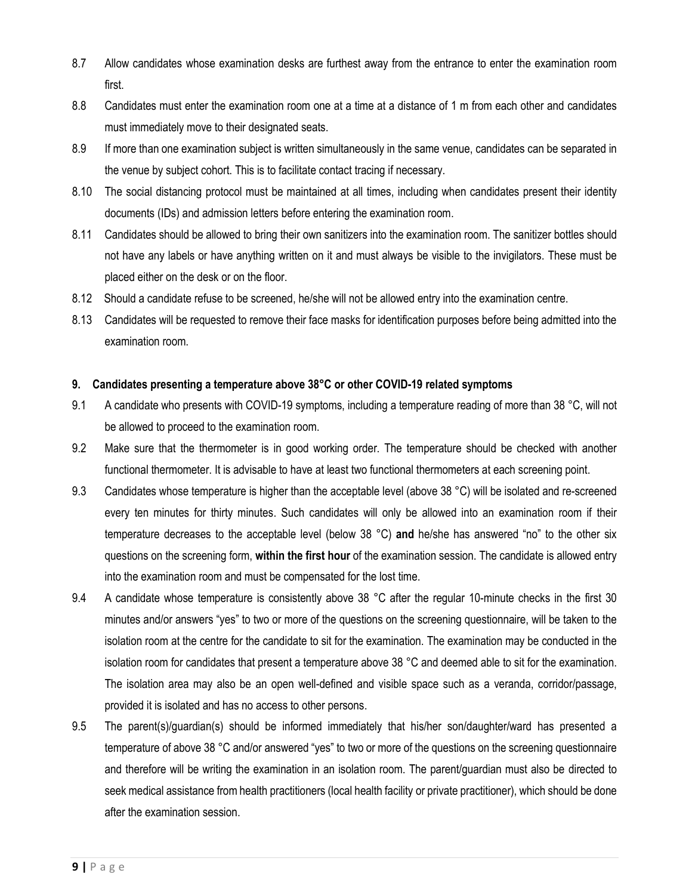8.7 Allow candidates whose examination desks are furthest away from the entrance to enter the examination room first.

8.8 Candidates must enter the examination room one at a time at a distance of 1 m from each other and candidates must immediately move to their designated seats.

8.9 If more than one examination subject is written simultaneously in the same venue, candidates can be separated in the venue by subject cohort. This is to facilitate contact tracing if necessary.

8.10 The social distancing protocol must be maintained at all times, including when candidates present their identity documents (IDs) and admission letters before entering the examination room.

8.11 Candidates should be allowed to bring their own sanitizers into the examination room. The sanitizer bottles should not have any labels or have anything written on it and must always be visible to the invigilators. These must be placed either on the desk or on the floor.

8.12 Should a candidate refuse to be screened, he/she will not be allowed entry into the examination centre.

8.13 Candidates will be requested to remove their face masks for identification purposes before being admitted into the examination room.

## 9. Candidates presenting a temperature above 38°C or other COVID-19 related symptoms

9.1 A candidate who presents with COVID-19 symptoms, including a temperature reading of more than 38 °C, will not be allowed to proceed to the examination room.

9.2 Make sure that the thermometer is in good working order. The temperature should be checked with another functional thermometer. It is advisable to have at least two functional thermometers at each screening point.

9.3 Candidates whose temperature is higher than the acceptable level (above 38 °C) will be isolated and re-screened every ten minutes for thirty minutes. Such candidates will only be allowed into an examination room if their temperature decreases to the acceptable level (below 38 °C) **and** he/she has answered "no" to the other six questions on the screening form, **within the first hour** of the examination session. The candidate is allowed entry into the examination room and must be compensated for the lost time.

9.4 A candidate whose temperature is consistently above 38 °C after the regular 10-minute checks in the first 30 minutes and/or answers "yes" to two or more of the questions on the screening questionnaire, will be taken to the isolation room at the centre for the candidate to sit for the examination. The examination may be conducted in the isolation room for candidates that present a temperature above 38 °C and deemed able to sit for the examination. The isolation area may also be an open well-defined and visible space such as a veranda, corridor/passage, provided it is isolated and has no access to other persons.

9.5 The parent(s)/guardian(s) should be informed immediately that his/her son/daughter/ward has presented a temperature of above 38 °C and/or answered "yes" to two or more of the questions on the screening questionnaire and therefore will be writing the examination in an isolation room. The parent/guardian must also be directed to seek medical assistance from health practitioners (local health facility or private practitioner), which should be done after the examination session.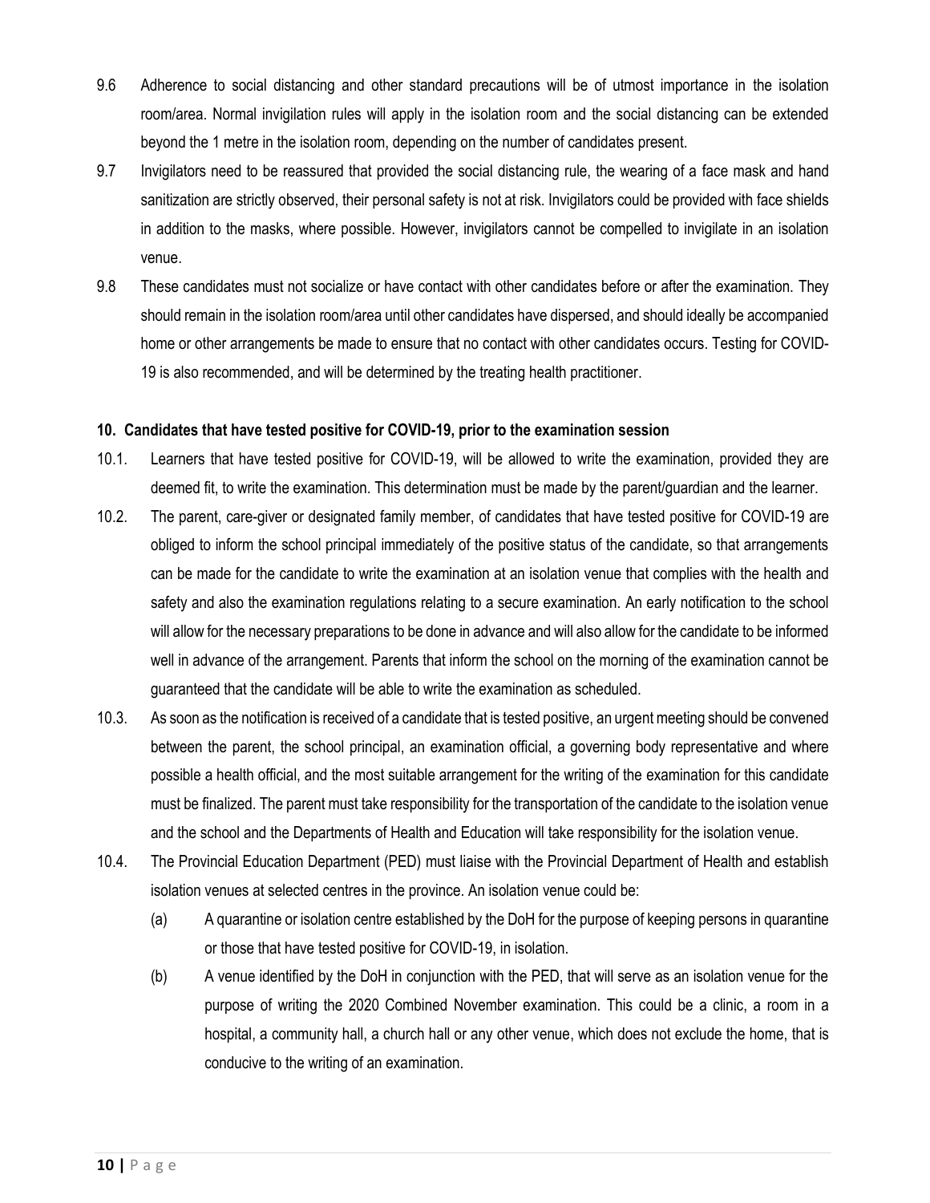9.6 Adherence to social distancing and other standard precautions will be of utmost importance in the isolation room/area. Normal invigilation rules will apply in the isolation room and the social distancing can be extended beyond the 1 metre in the isolation room, depending on the number of candidates present.

9.7 Invigilators need to be reassured that provided the social distancing rule, the wearing of a face mask and hand sanitization are strictly observed, their personal safety is not at risk. Invigilators could be provided with face shields in addition to the masks, where possible. However, invigilators cannot be compelled to invigilate in an isolation venue.

9.8 These candidates must not socialize or have contact with other candidates before or after the examination. They should remain in the isolation room/area until other candidates have dispersed, and should ideally be accompanied home or other arrangements be made to ensure that no contact with other candidates occurs. Testing for COVID-19 is also recommended, and will be determined by the treating health practitioner.

**10. Candidates that have tested positive for COVID-19, prior to the examination session**

10.1. Learners that have tested positive for COVID-19, will be allowed to write the examination, provided they are deemed fit, to write the examination. This determination must be made by the parent/guardian and the learner.

10.2. The parent, care-giver or designated family member, of candidates that have tested positive for COVID-19 are obliged to inform the school principal immediately of the positive status of the candidate, so that arrangements can be made for the candidate to write the examination at an isolation venue that complies with the health and safety and also the examination regulations relating to a secure examination. An early notification to the school will allow for the necessary preparations to be done in advance and will also allow for the candidate to be informed well in advance of the arrangement. Parents that inform the school on the morning of the examination cannot be guaranteed that the candidate will be able to write the examination as scheduled.

10.3. As soon as the notification is received of a candidate that is tested positive, an urgent meeting should be convened between the parent, the school principal, an examination official, a governing body representative and where possible a health official, and the most suitable arrangement for the writing of the examination for this candidate must be finalized. The parent must take responsibility for the transportation of the candidate to the isolation venue and the school and the Departments of Health and Education will take responsibility for the isolation venue.

10.4. The Provincial Education Department (PED) must liaise with the Provincial Department of Health and establish isolation venues at selected centres in the province. An isolation venue could be:

(a) A quarantine or isolation centre established by the DoH for the purpose of keeping persons in quarantine or those that have tested positive for COVID-19, in isolation.

(b) A venue identified by the DoH in conjunction with the PED, that will serve as an isolation venue for the purpose of writing the 2020 Combined November examination. This could be a clinic, a room in a hospital, a community hall, a church hall or any other venue, which does not exclude the home, that is conducive to the writing of an examination.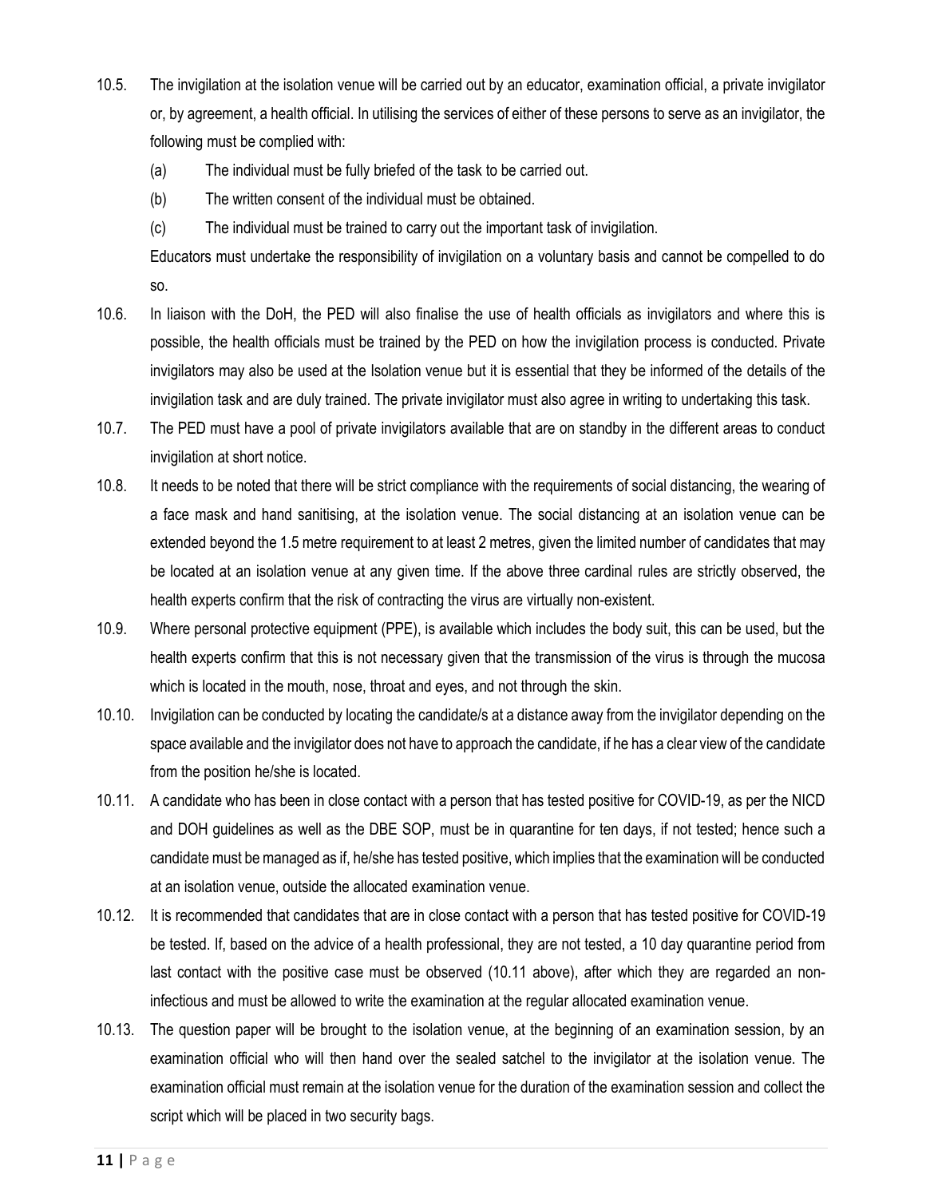10.5. The invigilation at the isolation venue will be carried out by an educator, examination official, a private invigilator or, by agreement, a health official. In utilising the services of either of these persons to serve as an invigilator, the following must be complied with:

(a) The individual must be fully briefed of the task to be carried out.

(b) The written consent of the individual must be obtained.

(c) The individual must be trained to carry out the important task of invigilation.

Educators must undertake the responsibility of invigilation on a voluntary basis and cannot be compelled to do so.

10.6. In liaison with the DoH, the PED will also finalise the use of health officials as invigilators and where this is possible, the health officials must be trained by the PED on how the invigilation process is conducted. Private invigilators may also be used at the Isolation venue but it is essential that they be informed of the details of the invigilation task and are duly trained. The private invigilator must also agree in writing to undertaking this task.

10.7. The PED must have a pool of private invigilators available that are on standby in the different areas to conduct invigilation at short notice.

10.8. It needs to be noted that there will be strict compliance with the requirements of social distancing, the wearing of a face mask and hand sanitising, at the isolation venue. The social distancing at an isolation venue can be extended beyond the 1.5 metre requirement to at least 2 metres, given the limited number of candidates that may be located at an isolation venue at any given time. If the above three cardinal rules are strictly observed, the health experts confirm that the risk of contracting the virus are virtually non-existent.

10.9. Where personal protective equipment (PPE), is available which includes the body suit, this can be used, but the health experts confirm that this is not necessary given that the transmission of the virus is through the mucosa which is located in the mouth, nose, throat and eyes, and not through the skin.

10.10. Invigilation can be conducted by locating the candidate/s at a distance away from the invigilator depending on the space available and the invigilator does not have to approach the candidate, if he has a clear view of the candidate from the position he/she is located.

10.11. A candidate who has been in close contact with a person that has tested positive for COVID-19, as per the NICD and DOH guidelines as well as the DBE SOP, must be in quarantine for ten days, if not tested; hence such a candidate must be managed as if, he/she has tested positive, which implies that the examination will be conducted at an isolation venue, outside the allocated examination venue.

10.12. It is recommended that candidates that are in close contact with a person that has tested positive for COVID-19 be tested. If, based on the advice of a health professional, they are not tested, a 10 day quarantine period from last contact with the positive case must be observed (10.11 above), after which they are regarded an non-infectious and must be allowed to write the examination at the regular allocated examination venue.

10.13. The question paper will be brought to the isolation venue, at the beginning of an examination session, by an examination official who will then hand over the sealed satchel to the invigilator at the isolation venue. The examination official must remain at the isolation venue for the duration of the examination session and collect the script which will be placed in two security bags.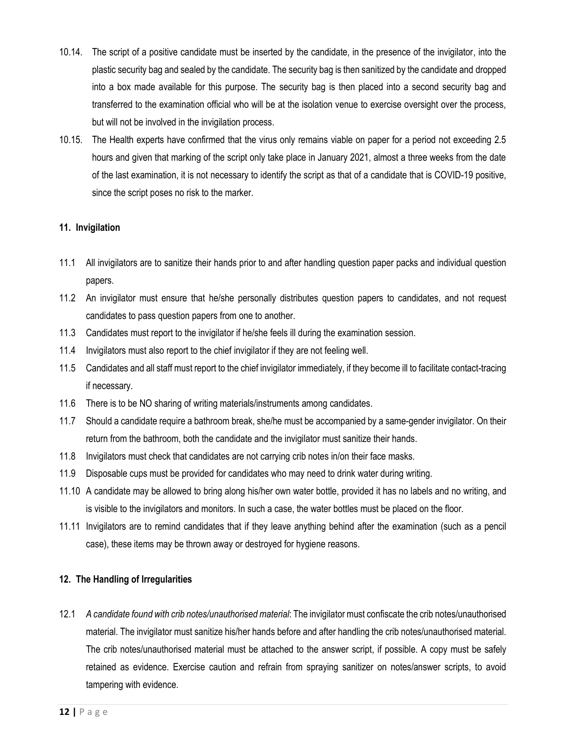10.14. The script of a positive candidate must be inserted by the candidate, in the presence of the invigilator, into the plastic security bag and sealed by the candidate. The security bag is then sanitized by the candidate and dropped into a box made available for this purpose. The security bag is then placed into a second security bag and transferred to the examination official who will be at the isolation venue to exercise oversight over the process, but will not be involved in the invigilation process.

10.15. The Health experts have confirmed that the virus only remains viable on paper for a period not exceeding 2.5 hours and given that marking of the script only take place in January 2021, almost a three weeks from the date of the last examination, it is not necessary to identify the script as that of a candidate that is COVID-19 positive, since the script poses no risk to the marker.

## 11. Invigilation

11.1 All invigilators are to sanitize their hands prior to and after handling question paper packs and individual question papers.

11.2 An invigilator must ensure that he/she personally distributes question papers to candidates, and not request candidates to pass question papers from one to another.

11.3 Candidates must report to the invigilator if he/she feels ill during the examination session.

11.4 Invigilators must also report to the chief invigilator if they are not feeling well.

11.5 Candidates and all staff must report to the chief invigilator immediately, if they become ill to facilitate contact-tracing if necessary.

11.6 There is to be NO sharing of writing materials/instruments among candidates.

11.7 Should a candidate require a bathroom break, she/he must be accompanied by a same-gender invigilator. On their return from the bathroom, both the candidate and the invigilator must sanitize their hands.

11.8 Invigilators must check that candidates are not carrying crib notes in/on their face masks.

11.9 Disposable cups must be provided for candidates who may need to drink water during writing.

11.10 A candidate may be allowed to bring along his/her own water bottle, provided it has no labels and no writing, and is visible to the invigilators and monitors. In such a case, the water bottles must be placed on the floor.

11.11 Invigilators are to remind candidates that if they leave anything behind after the examination (such as a pencil case), these items may be thrown away or destroyed for hygiene reasons.

## 12. The Handling of Irregularities

12.1 *A candidate found with crib notes/unauthorised material*: The invigilator must confiscate the crib notes/unauthorised material. The invigilator must sanitize his/her hands before and after handling the crib notes/unauthorised material. The crib notes/unauthorised material must be attached to the answer script, if possible. A copy must be safely retained as evidence. Exercise caution and refrain from spraying sanitizer on notes/answer scripts, to avoid tampering with evidence.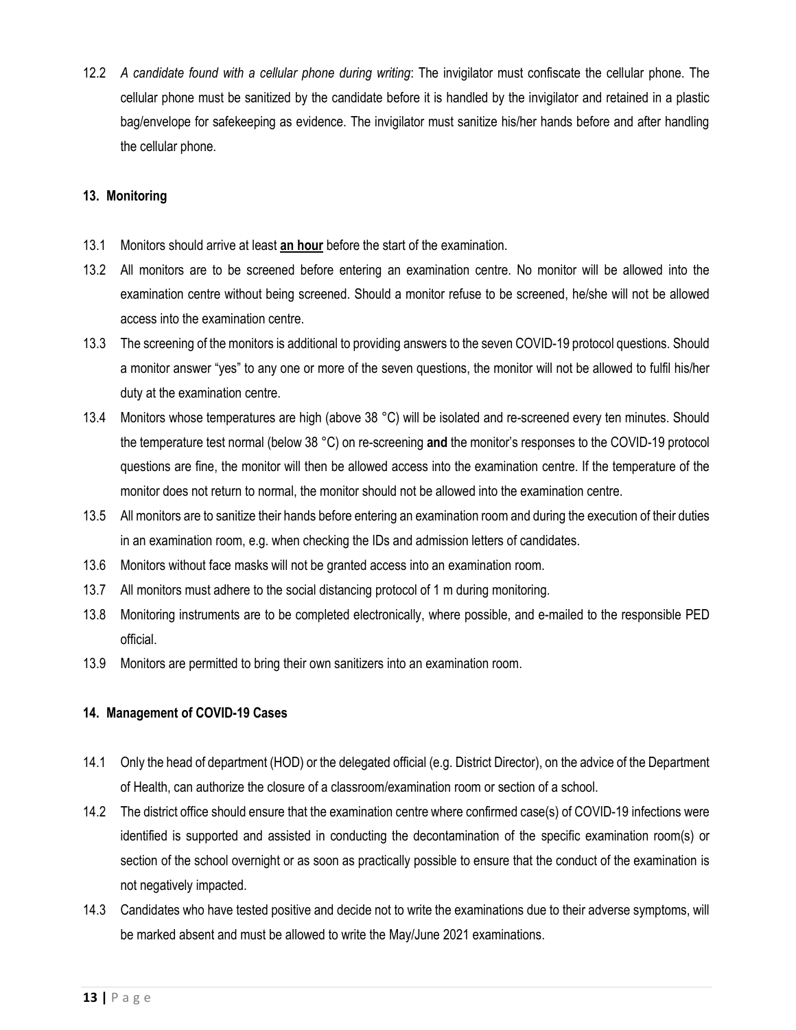12.2 *A candidate found with a cellular phone during writing*: The invigilator must confiscate the cellular phone. The cellular phone must be sanitized by the candidate before it is handled by the invigilator and retained in a plastic bag/envelope for safekeeping as evidence. The invigilator must sanitize his/her hands before and after handling the cellular phone.

## 13. Monitoring

13.1 Monitors should arrive at least **an hour** before the start of the examination.

13.2 All monitors are to be screened before entering an examination centre. No monitor will be allowed into the examination centre without being screened. Should a monitor refuse to be screened, he/she will not be allowed access into the examination centre.

13.3 The screening of the monitors is additional to providing answers to the seven COVID-19 protocol questions. Should a monitor answer "yes" to any one or more of the seven questions, the monitor will not be allowed to fulfil his/her duty at the examination centre.

13.4 Monitors whose temperatures are high (above 38 °C) will be isolated and re-screened every ten minutes. Should the temperature test normal (below 38 °C) on re-screening **and** the monitor's responses to the COVID-19 protocol questions are fine, the monitor will then be allowed access into the examination centre. If the temperature of the monitor does not return to normal, the monitor should not be allowed into the examination centre.

13.5 All monitors are to sanitize their hands before entering an examination room and during the execution of their duties in an examination room, e.g. when checking the IDs and admission letters of candidates.

13.6 Monitors without face masks will not be granted access into an examination room.

13.7 All monitors must adhere to the social distancing protocol of 1 m during monitoring.

13.8 Monitoring instruments are to be completed electronically, where possible, and e-mailed to the responsible PED official.

13.9 Monitors are permitted to bring their own sanitizers into an examination room.

## 14. Management of COVID-19 Cases

14.1 Only the head of department (HOD) or the delegated official (e.g. District Director), on the advice of the Department of Health, can authorize the closure of a classroom/examination room or section of a school.

14.2 The district office should ensure that the examination centre where confirmed case(s) of COVID-19 infections were identified is supported and assisted in conducting the decontamination of the specific examination room(s) or section of the school overnight or as soon as practically possible to ensure that the conduct of the examination is not negatively impacted.

14.3 Candidates who have tested positive and decide not to write the examinations due to their adverse symptoms, will be marked absent and must be allowed to write the May/June 2021 examinations.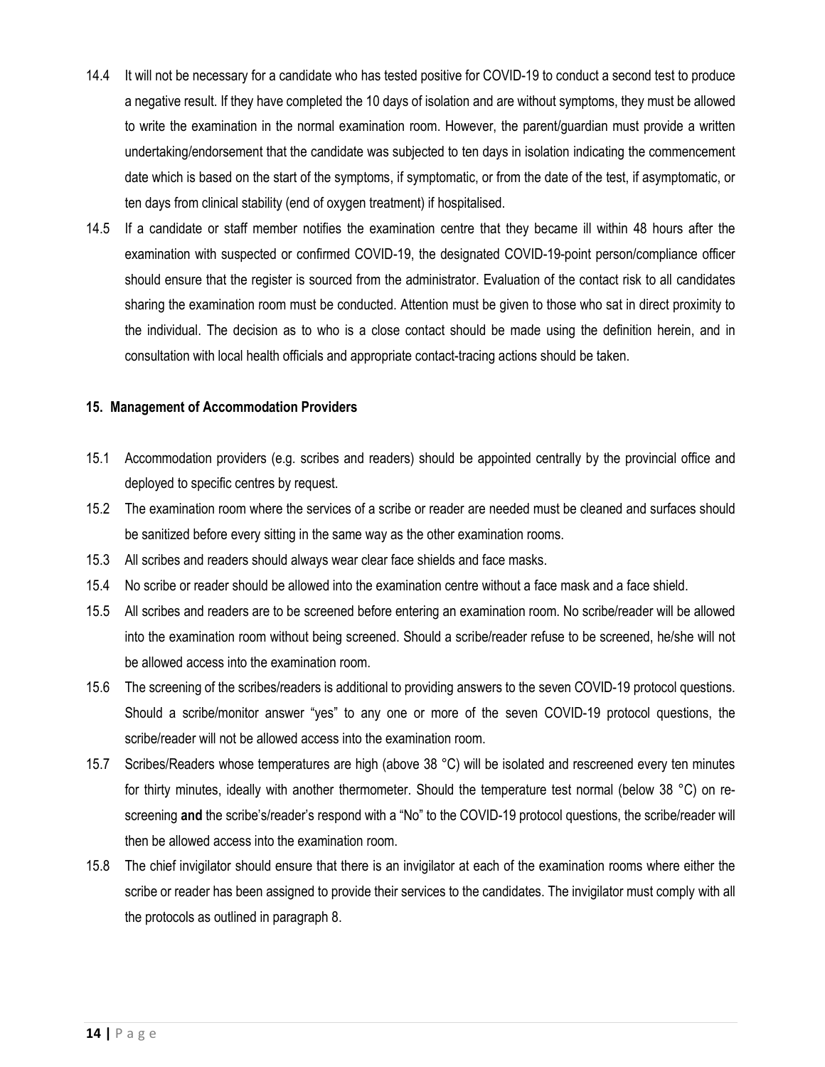14.4 It will not be necessary for a candidate who has tested positive for COVID-19 to conduct a second test to produce a negative result. If they have completed the 10 days of isolation and are without symptoms, they must be allowed to write the examination in the normal examination room. However, the parent/guardian must provide a written undertaking/endorsement that the candidate was subjected to ten days in isolation indicating the commencement date which is based on the start of the symptoms, if symptomatic, or from the date of the test, if asymptomatic, or ten days from clinical stability (end of oxygen treatment) if hospitalised.

14.5 If a candidate or staff member notifies the examination centre that they became ill within 48 hours after the examination with suspected or confirmed COVID-19, the designated COVID-19-point person/compliance officer should ensure that the register is sourced from the administrator. Evaluation of the contact risk to all candidates sharing the examination room must be conducted. Attention must be given to those who sat in direct proximity to the individual. The decision as to who is a close contact should be made using the definition herein, and in consultation with local health officials and appropriate contact-tracing actions should be taken.

## 15. Management of Accommodation Providers

15.1 Accommodation providers (e.g. scribes and readers) should be appointed centrally by the provincial office and deployed to specific centres by request.

15.2 The examination room where the services of a scribe or reader are needed must be cleaned and surfaces should be sanitized before every sitting in the same way as the other examination rooms.

15.3 All scribes and readers should always wear clear face shields and face masks.

15.4 No scribe or reader should be allowed into the examination centre without a face mask and a face shield.

15.5 All scribes and readers are to be screened before entering an examination room. No scribe/reader will be allowed into the examination room without being screened. Should a scribe/reader refuse to be screened, he/she will not be allowed access into the examination room.

15.6 The screening of the scribes/readers is additional to providing answers to the seven COVID-19 protocol questions. Should a scribe/monitor answer "yes" to any one or more of the seven COVID-19 protocol questions, the scribe/reader will not be allowed access into the examination room.

15.7 Scribes/Readers whose temperatures are high (above 38 °C) will be isolated and rescreened every ten minutes for thirty minutes, ideally with another thermometer. Should the temperature test normal (below 38 °C) on re-screening **and** the scribe's/reader's respond with a "No" to the COVID-19 protocol questions, the scribe/reader will then be allowed access into the examination room.

15.8 The chief invigilator should ensure that there is an invigilator at each of the examination rooms where either the scribe or reader has been assigned to provide their services to the candidates. The invigilator must comply with all the protocols as outlined in paragraph 8.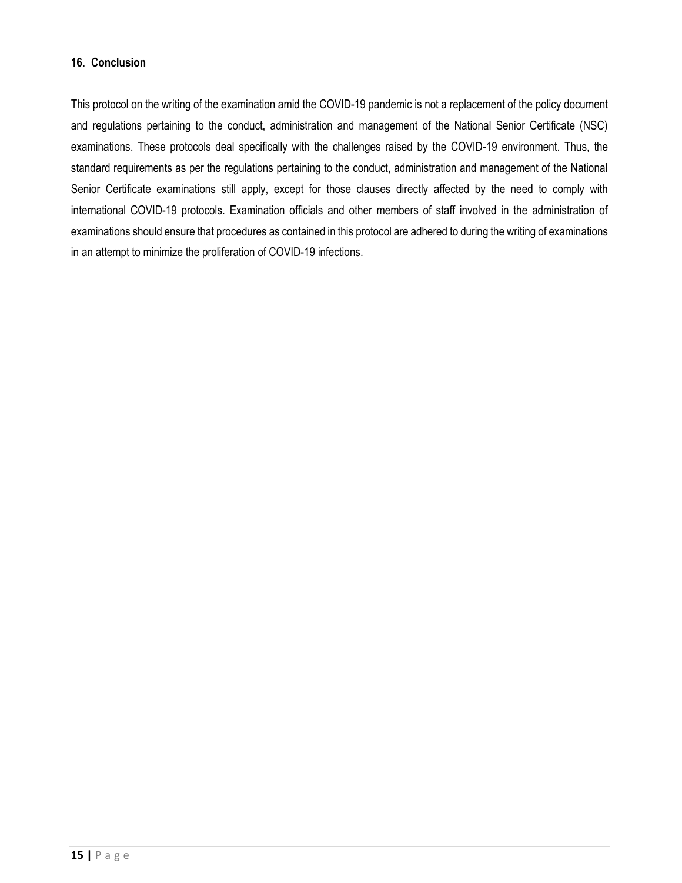## 16. Conclusion

This protocol on the writing of the examination amid the COVID-19 pandemic is not a replacement of the policy document and regulations pertaining to the conduct, administration and management of the National Senior Certificate (NSC) examinations. These protocols deal specifically with the challenges raised by the COVID-19 environment. Thus, the standard requirements as per the regulations pertaining to the conduct, administration and management of the National Senior Certificate examinations still apply, except for those clauses directly affected by the need to comply with international COVID-19 protocols. Examination officials and other members of staff involved in the administration of examinations should ensure that procedures as contained in this protocol are adhered to during the writing of examinations in an attempt to minimize the proliferation of COVID-19 infections.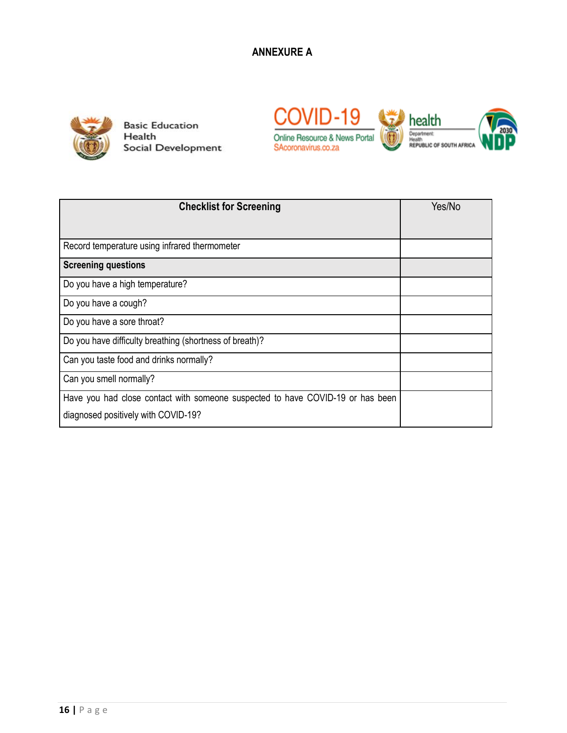# ANNEXURE A

Basic Education
Health
Social Development

COVID-19
Online Resource & News Portal
SAcoronavirus.co.za

health
Department:
Health
REPUBLIC OF SOUTH AFRICA

| **Checklist for Screening** | Yes/No |
|---|---|
| Record temperature using infrared thermometer | |
| **Screening questions** | |
| Do you have a high temperature? | |
| Do you have a cough? | |
| Do you have a sore throat? | |
| Do you have difficulty breathing (shortness of breath)? | |
| Can you taste food and drinks normally? | |
| Can you smell normally? | |
| Have you had close contact with someone suspected to have COVID-19 or has been diagnosed positively with COVID-19? | |